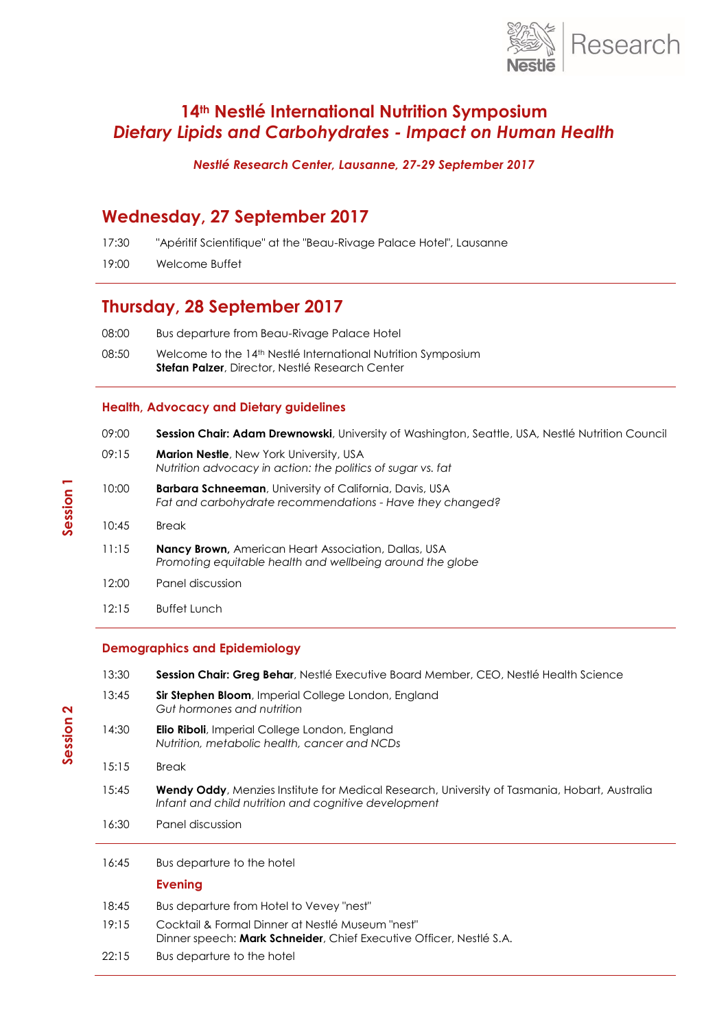# 14th Nestlé International Nutrition Symposium

## *Dietary Lipids and Carbohydrates - Impact on Human Health*

***Nestlé Research Center, Lausanne, 27-29 September 2017***

## Wednesday, 27 September 2017

17:30 "Apéritif Scientifique" at the "Beau-Rivage Palace Hotel", Lausanne

19:00 Welcome Buffet

## Thursday, 28 September 2017

08:00 Bus departure from Beau-Rivage Palace Hotel

08:50 Welcome to the 14th Nestlé International Nutrition Symposium
**Stefan Palzer**, Director, Nestlé Research Center

### Session 1: Health, Advocacy and Dietary guidelines

09:00 **Session Chair: Adam Drewnowski**, University of Washington, Seattle, USA, Nestlé Nutrition Council

09:15 **Marion Nestle**, New York University, USA
*Nutrition advocacy in action: the politics of sugar vs. fat*

10:00 **Barbara Schneeman**, University of California, Davis, USA
*Fat and carbohydrate recommendations - Have they changed?*

10:45 Break

11:15 **Nancy Brown,** American Heart Association, Dallas, USA
*Promoting equitable health and wellbeing around the globe*

12:00 Panel discussion

12:15 Buffet Lunch

### Session 2: Demographics and Epidemiology

13:30 **Session Chair: Greg Behar**, Nestlé Executive Board Member, CEO, Nestlé Health Science

13:45 **Sir Stephen Bloom**, Imperial College London, England
*Gut hormones and nutrition*

14:30 **Elio Riboli**, Imperial College London, England
*Nutrition, metabolic health, cancer and NCDs*

15:15 Break

15:45 **Wendy Oddy**, Menzies Institute for Medical Research, University of Tasmania, Hobart, Australia
*Infant and child nutrition and cognitive development*

16:30 Panel discussion

16:45 Bus departure to the hotel

### Evening

18:45 Bus departure from Hotel to Vevey "nest"

19:15 Cocktail & Formal Dinner at Nestlé Museum "nest"
Dinner speech: **Mark Schneider**, Chief Executive Officer, Nestlé S.A.

22:15 Bus departure to the hotel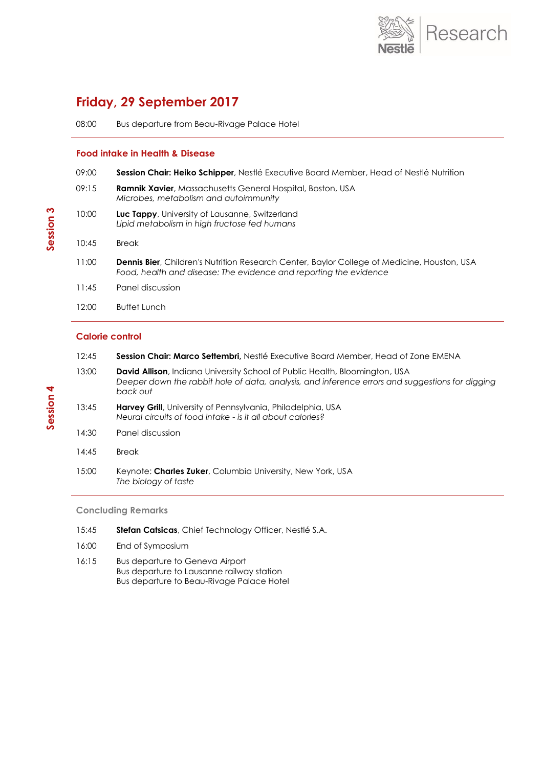## Friday, 29 September 2017

08:00 Bus departure from Beau-Rivage Palace Hotel

### Session 3

#### Food intake in Health & Disease

09:00 **Session Chair: Heiko Schipper**, Nestlé Executive Board Member, Head of Nestlé Nutrition

09:15 **Ramnik Xavier**, Massachusetts General Hospital, Boston, USA
*Microbes, metabolism and autoimmunity*

10:00 **Luc Tappy**, University of Lausanne, Switzerland
*Lipid metabolism in high fructose fed humans*

10:45 Break

11:00 **Dennis Bier**, Children's Nutrition Research Center, Baylor College of Medicine, Houston, USA
*Food, health and disease: The evidence and reporting the evidence*

11:45 Panel discussion

12:00 Buffet Lunch

### Session 4

#### Calorie control

12:45 **Session Chair: Marco Settembri,** Nestlé Executive Board Member, Head of Zone EMENA

13:00 **David Allison**, Indiana University School of Public Health, Bloomington, USA
*Deeper down the rabbit hole of data, analysis, and inference errors and suggestions for digging back out*

13:45 **Harvey Grill**, University of Pennsylvania, Philadelphia, USA
*Neural circuits of food intake - is it all about calories?*

14:30 Panel discussion

14:45 Break

15:00 Keynote: **Charles Zuker**, Columbia University, New York, USA
*The biology of taste*

#### Concluding Remarks

15:45 **Stefan Catsicas**, Chief Technology Officer, Nestlé S.A.

16:00 End of Symposium

16:15 Bus departure to Geneva Airport
Bus departure to Lausanne railway station
Bus departure to Beau-Rivage Palace Hotel